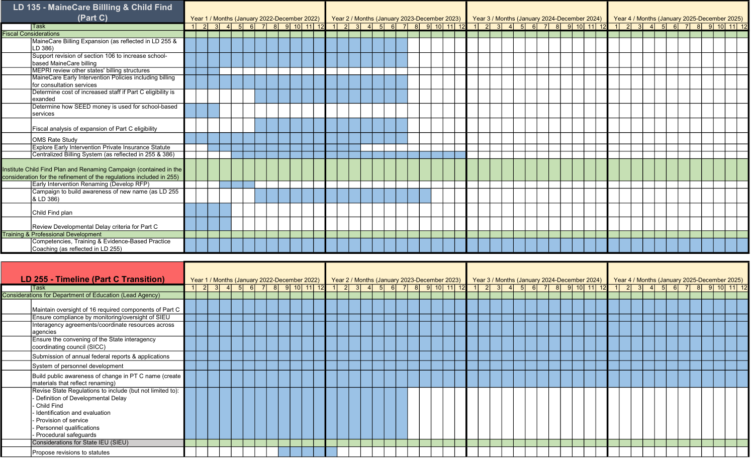# LD 135 - MaineCare Billling & Child Find (Part C)

| Task | Year 1 / Months (January 2022-December 2022) | | | | | | | | | | | | Year 2 / Months (January 2023-December 2023) | | | | | | | | | | | | Year 3 / Months (January 2024-December 2024) | | | | | | | | | | | | Year 4 / Months (January 2025-December 2025) | | | | | | | | | | | |
|---|---|---|---|---|---|---|---|---|---|---|---|---|---|---|---|---|---|---|---|---|---|---|---|---|---|---|---|---|---|---|---|---|---|---|---|---|---|---|---|---|---|---|---|---|---|---|---|---|
| | 1 | 2 | 3 | 4 | 5 | 6 | 7 | 8 | 9 | 10 | 11 | 12 | 1 | 2 | 3 | 4 | 5 | 6 | 7 | 8 | 9 | 10 | 11 | 12 | 1 | 2 | 3 | 4 | 5 | 6 | 7 | 8 | 9 | 10 | 11 | 12 | 1 | 2 | 3 | 4 | 5 | 6 | 7 | 8 | 9 | 10 | 11 | 12 |
| **Fiscal Considerations** | | | | | | | | | | | | | | | | | | | | | | | | | | | | | | | | | | | | | | | | | | | | | | | | |
| MaineCare Billing Expansion (as reflected in LD 255 & LD 386) | X | X | X | X | X | X | X | X | X | X | X | X | X | X | X | X | X | X | X | | | | | | | | | | | | | | | | | | | | | | | | | | | | | |
| Support revision of section 106 to increase school-based MaineCare billing | X | X | X | X | X | X | X | X | X | X | X | X | X | X | X | X | X | X | X | | | | | | | | | | | | | | | | | | | | | | | | | | | | | |
| MEPRI review other states' billing structures | X | X | X | | | | | | | | | | | | | | | | | | | | | | | | | | | | | | | | | | | | | | | | | | | | | |
| MaineCare Early Intervention Policies including billing for consultation services | X | X | X | X | X | X | X | X | X | X | X | X | X | X | X | X | X | X | X | | | | | | | | | | | | | | | | | | | | | | | | | | | | | |
| Determine cost of increased staff if Part C eligibility is exanded | | | | | | | X | X | X | X | X | X | X | X | X | X | X | X | X | | | | | | | | | | | | | | | | | | | | | | | | | | | | | |
| Determine how SEED money is used for school-based services | X | X | X | | | | | | | | | | | | | | | | | | | | | | | | | | | | | | | | | | | | | | | | | | | | | |
| Fiscal analysis of expansion of Part C eligibility | | | | | | | X | X | X | X | X | X | X | X | X | X | X | X | X | | | | | | | | | | | | | | | | | | | | | | | | | | | | | |
| OMS Rate Study | X | X | X | X | X | X | X | X | X | X | X | X | X | X | X | X | X | X | X | | | | | | | | | | | | | | | | | | | | | | | | | | | | | |
| Explore Early Intervention Private Insurance Statute | | | X | X | X | X | X | X | X | X | X | X | X | X | X | | | | | | | | | | | | | | | | | | | | | | | | | | | | | | | | | |
| Centralized Billing System (as reflected in 255 & 386) | | | | | X | X | X | X | X | X | X | X | X | X | X | X | X | X | X | X | X | X | X | X | | | | | | | | | | | | | | | | | | | | | | | | |
| **Institute Child Find Plan and Renaming Campaign (contained in the consideration for the refinement of the regulations included in 255)** | | | | | | | | | | | | | | | | | | | | | | | | | | | | | | | | | | | | | | | | | | | | | | | | |
| Early Intervention Renaming (Develop RFP) | | | | X | X | X | | | | | | | | | | | | | | | | | | | | | | | | | | | | | | | | | | | | | | | | | | |
| Campaign to build awareness of new name (as LD 255 & LD 386) | | | | | | | X | X | X | X | X | X | X | X | X | X | X | X | X | X | X | | | | | | | | | | | | | | | | | | | | | | | | | | | |
| Child Find plan | X | X | X | X | | | | | | | | | | | | | | | | | | | | | | | | | | | | | | | | | | | | | | | | | | | | |
| Review Developmental Delay criteria for Part C | X | X | X | X | | | | | | | | | | | | | | | | | | | | | | | | | | | | | | | | | | | | | | | | | | | | |
| **Training & Professional Development** | | | | | | | | | | | | | | | | | | | | | | | | | | | | | | | | | | | | | | | | | | | | | | | | |
| Competencies, Training & Evidence-Based Practice Coaching (as reflected in LD 255) | X | X | X | X | X | X | X | X | X | X | X | X | X | X | X | X | X | X | X | X | X | X | X | X | X | X | X | X | X | X | X | X | X | X | X | X | X | X | X | X | X | X | X | X | X | X | X | X |

# LD 255 - Timeline (Part C Transition)

| Task | Year 1 / Months (January 2022-December 2022) | | | | | | | | | | | | Year 2 / Months (January 2023-December 2023) | | | | | | | | | | | | Year 3 / Months (January 2024-December 2024) | | | | | | | | | | | | Year 4 / Months (January 2025-December 2025) | | | | | | | | | | | |
|---|---|---|---|---|---|---|---|---|---|---|---|---|---|---|---|---|---|---|---|---|---|---|---|---|---|---|---|---|---|---|---|---|---|---|---|---|---|---|---|---|---|---|---|---|---|---|---|---|
| | 1 | 2 | 3 | 4 | 5 | 6 | 7 | 8 | 9 | 10 | 11 | 12 | 1 | 2 | 3 | 4 | 5 | 6 | 7 | 8 | 9 | 10 | 11 | 12 | 1 | 2 | 3 | 4 | 5 | 6 | 7 | 8 | 9 | 10 | 11 | 12 | 1 | 2 | 3 | 4 | 5 | 6 | 7 | 8 | 9 | 10 | 11 | 12 |
| **Considerations for Department of Education (Lead Agency)** | | | | | | | | | | | | | | | | | | | | | | | | | | | | | | | | | | | | | | | | | | | | | | | | |
| Maintain oversight of 16 required components of Part C | X | X | X | X | X | X | X | X | X | X | X | X | X | X | X | X | X | X | X | X | X | X | X | X | X | X | X | X | X | X | X | X | X | X | X | X | X | X | X | X | X | X | X | X | X | X | X | X |
| Ensure compliance by monitoring/oversight of SIEU | X | X | X | X | X | X | X | X | X | X | X | X | X | X | X | X | X | X | X | X | X | X | X | X | X | X | X | X | X | X | X | X | X | X | X | X | X | X | X | X | X | X | X | X | X | X | X | X |
| Interagency agreements/coordinate resources across agencies | X | X | X | X | X | X | X | X | X | X | X | X | X | X | X | X | X | X | X | X | X | X | X | X | X | X | X | X | X | X | X | X | X | X | X | X | X | X | X | X | X | X | X | X | X | X | X | X |
| Ensure the convening of the State interagency coordinating council (SICC) | X | X | X | X | X | X | X | X | X | X | X | X | X | X | X | X | X | X | X | X | X | X | X | X | X | X | X | X | X | X | X | X | X | X | X | X | X | X | X | X | X | X | X | X | X | X | X | X |
| Submission of annual federal reports & applications | X | X | X | X | X | X | X | X | X | X | X | X | X | X | X | X | X | X | X | X | X | X | X | X | X | X | X | X | X | X | X | X | X | X | X | X | X | X | X | X | X | X | X | X | X | X | X | X |
| System of personnel development | X | X | X | X | X | X | X | X | X | X | X | X | X | X | X | X | X | X | X | X | X | X | X | X | X | X | X | X | X | X | X | X | X | X | X | X | X | X | X | X | X | X | X | X | X | X | X | X |
| Build public awareness of change in PT C name (create materials that reflect renaming) | X | X | X | X | X | X | X | X | X | X | X | X | X | X | X | X | X | X | X | X | X | X | X | X | X | X | X | X | X | X | X | X | X | X | X | X | X | X | X | X | X | X | X | X | X | X | X | X |
| Revise State Regulations to include (but not limited to): - Definition of Developmental Delay - Child Find - Identification and evaluation - Provision of service - Personnel qualifications - Procedural safeguards | X | X | X | X | X | X | X | X | X | X | X | X | X | X | X | X | X | X | X | | | | | | | | | | | | | | | | | | | | | | | | | | | | | |
| **Considerations for State IEU (SIEU)** | | | | | | | | | | | | | | | | | | | | | | | | | | | | | | | | | | | | | | | | | | | | | | | | |
| Propose revisions to statutes | | | | | | | | | X | X | X | X | X | | | | | | | | | | | | | | | | | | | | | | | | | | | | | | | | | | | |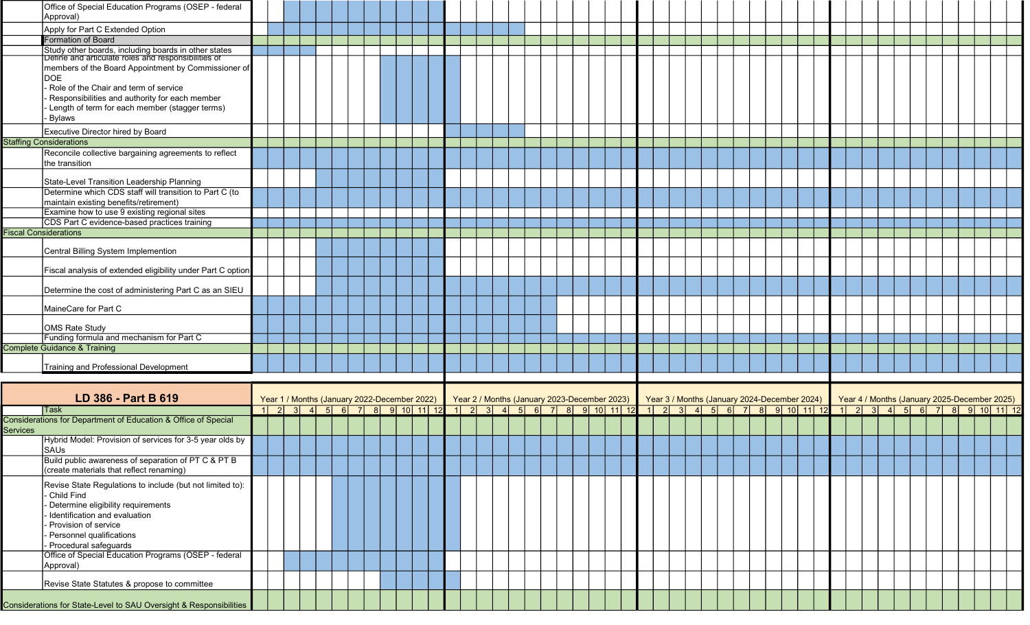| Task |
|---|
| Office of Special Education Programs (OSEP - federal Approval) |
| Apply for Part C Extended Option |
| **Formation of Board** |
| Study other boards, including boards in other states |
| Define and articulate roles and responsibilities of members of the Board Appointment by Commissioner of DOE<br>- Role of the Chair and term of service<br>- Responsibilities and authority for each member<br>- Length of term for each member (stagger terms)<br>- Bylaws |
| Executive Director hired by Board |
| **Staffing Considerations** |
| Reconcile collective bargaining agreements to reflect the transition |
| State-Level Transition Leadership Planning |
| Determine which CDS staff will transition to Part C (to maintain existing benefits/retirement) |
| Examine how to use 9 existing regional sites |
| CDS Part C evidence-based practices training |
| **Fiscal Considerations** |
| Central Billing System Implemention |
| Fiscal analysis of extended eligibility under Part C option |
| Determine the cost of administering Part C as an SIEU |
| MaineCare for Part C |
| OMS Rate Study |
| Funding formula and mechanism for Part C |
| **Complete Guidance & Training** |
| Training and Professional Development |

## LD 386 - Part B 619

| Task | Year 1 / Months (January 2022-December 2022) | Year 2 / Months (January 2023-December 2023) | Year 3 / Months (January 2024-December 2024) | Year 4 / Months (January 2025-December 2025) |
|---|---|---|---|---|
| | 1 2 3 4 5 6 7 8 9 10 11 12 | 1 2 3 4 5 6 7 8 9 10 11 12 | 1 2 3 4 5 6 7 8 9 10 11 12 | 1 2 3 4 5 6 7 8 9 10 11 12 |
| **Considerations for Department of Education & Office of Special Services** | | | | |
| Hybrid Model: Provision of services for 3-5 year olds by SAUs | | | | |
| Build public awareness of separation of PT C & PT B (create materials that reflect renaming) | | | | |
| Revise State Regulations to include (but not limited to):<br>- Child Find<br>- Determine eligibility requirements<br>- Identification and evaluation<br>- Provision of service<br>- Personnel qualifications<br>- Procedural safeguards | | | | |
| Office of Special Education Programs (OSEP - federal Approval) | | | | |
| Revise State Statutes & propose to committee | | | | |
| **Considerations for State-Level to SAU Oversight & Responsibilities** | | | | |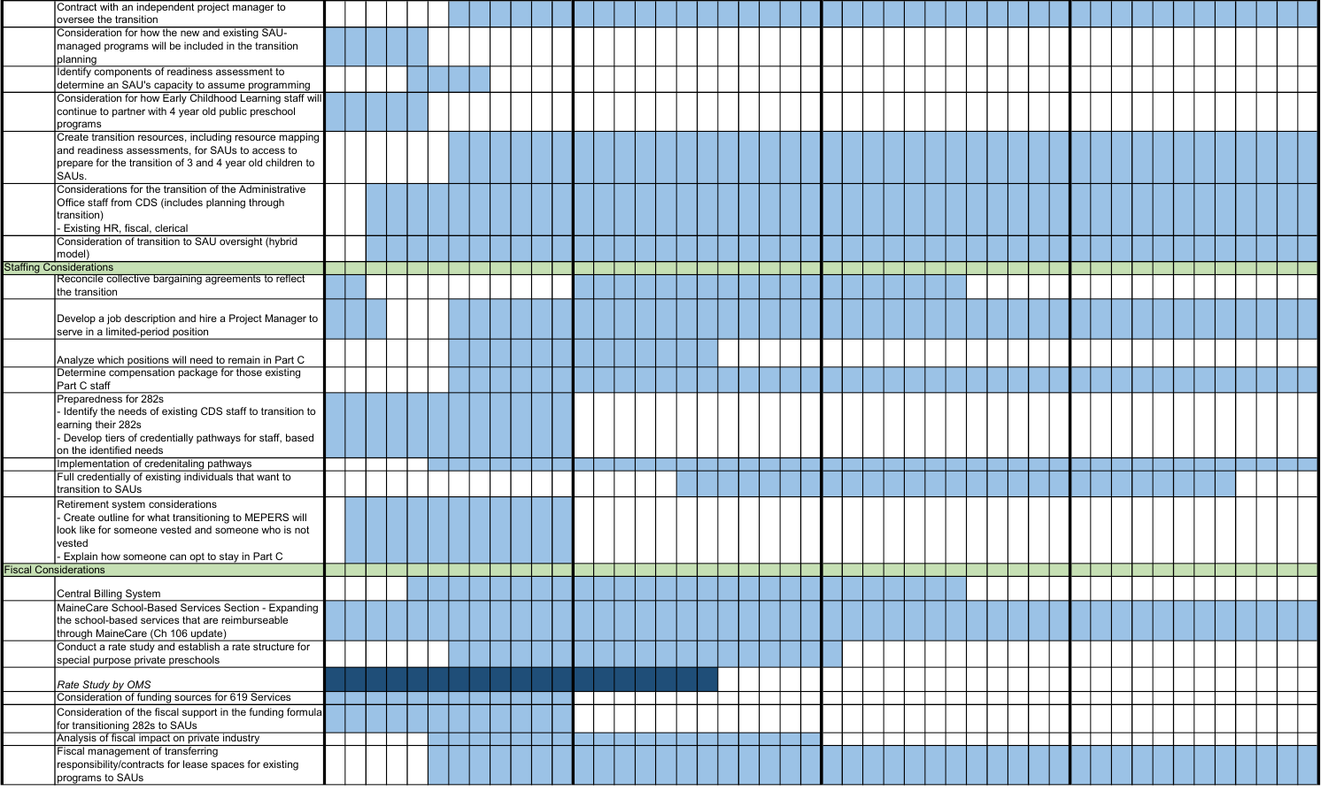| Task |
|---|
| Contract with an independent project manager to oversee the transition |
| Consideration for how the new and existing SAU-managed programs will be included in the transition planning |
| Identify components of readiness assessment to determine an SAU's capacity to assume programming |
| Consideration for how Early Childhood Learning staff will continue to partner with 4 year old public preschool programs |
| Create transition resources, including resource mapping and readiness assessments, for SAUs to access to prepare for the transition of 3 and 4 year old children to SAUs. |
| Considerations for the transition of the Administrative Office staff from CDS (includes planning through transition)<br>- Existing HR, fiscal, clerical |
| Consideration of transition to SAU oversight (hybrid model) |
| **Staffing Considerations** |
| Reconcile collective bargaining agreements to reflect the transition |
| Develop a job description and hire a Project Manager to serve in a limited-period position |
| Analyze which positions will need to remain in Part C |
| Determine compensation package for those existing Part C staff |
| Preparedness for 282s<br>- Identify the needs of existing CDS staff to transition to earning their 282s<br>- Develop tiers of credentially pathways for staff, based on the identified needs |
| Implementation of credenitaling pathways |
| Full credentially of existing individuals that want to transition to SAUs |
| Retirement system considerations<br>- Create outline for what transitioning to MEPERS will look like for someone vested and someone who is not vested<br>- Explain how someone can opt to stay in Part C |
| **Fiscal Considerations** |
| Central Billing System |
| MaineCare School-Based Services Section - Expanding the school-based services that are reimburseable through MaineCare (Ch 106 update) |
| Conduct a rate study and establish a rate structure for special purpose private preschools |
| *Rate Study by OMS* |
| Consideration of funding sources for 619 Services |
| Consideration of the fiscal support in the funding formula for transitioning 282s to SAUs |
| Analysis of fiscal impact on private industry |
| Fiscal management of transferring responsibility/contracts for lease spaces for existing programs to SAUs |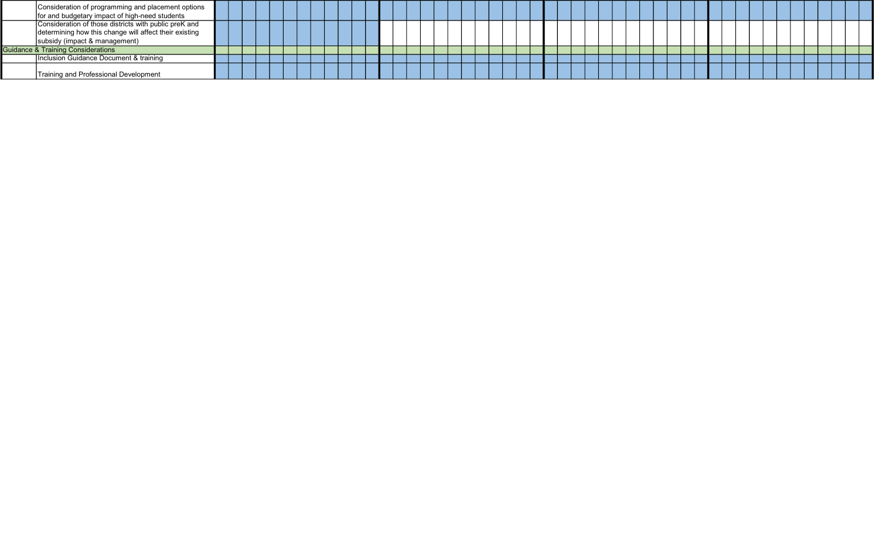| | |
|---|---|
| | Consideration of programming and placement options for and budgetary impact of high-need students |
| | Consideration of those districts with public preK and determining how this change will affect their existing subsidy (impact & management) |
| Guidance & Training Considerations | |
| | Inclusion Guidance Document & training |
| | Training and Professional Development |